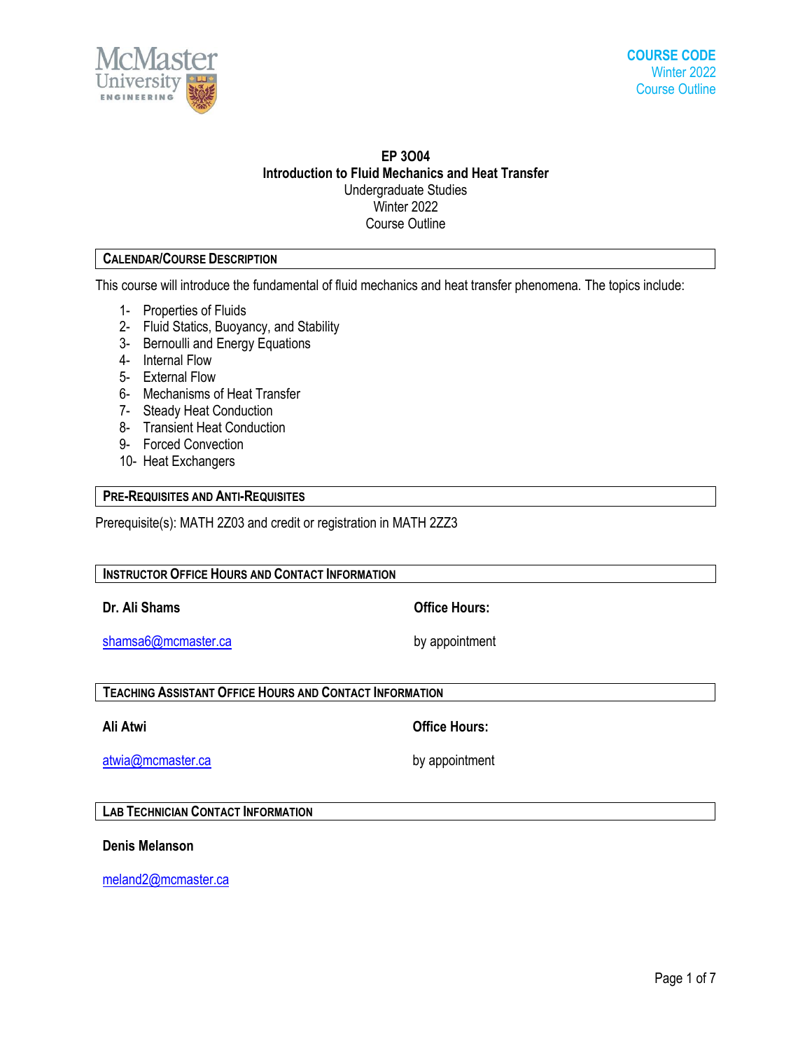COURSE CODE
Winter 2022
Course Outline

# EP 3O04
## Introduction to Fluid Mechanics and Heat Transfer
Undergraduate Studies
Winter 2022
Course Outline

### CALENDAR/COURSE DESCRIPTION

This course will introduce the fundamental of fluid mechanics and heat transfer phenomena. The topics include:

1- Properties of Fluids
2- Fluid Statics, Buoyancy, and Stability
3- Bernoulli and Energy Equations
4- Internal Flow
5- External Flow
6- Mechanisms of Heat Transfer
7- Steady Heat Conduction
8- Transient Heat Conduction
9- Forced Convection
10- Heat Exchangers

### PRE-REQUISITES AND ANTI-REQUISITES

Prerequisite(s): MATH 2Z03 and credit or registration in MATH 2ZZ3

### INSTRUCTOR OFFICE HOURS AND CONTACT INFORMATION

**Dr. Ali Shams**
shamsa6@mcmaster.ca

**Office Hours:**
by appointment

### TEACHING ASSISTANT OFFICE HOURS AND CONTACT INFORMATION

**Ali Atwi**
atwia@mcmaster.ca

**Office Hours:**
by appointment

### LAB TECHNICIAN CONTACT INFORMATION

**Denis Melanson**
meland2@mcmaster.ca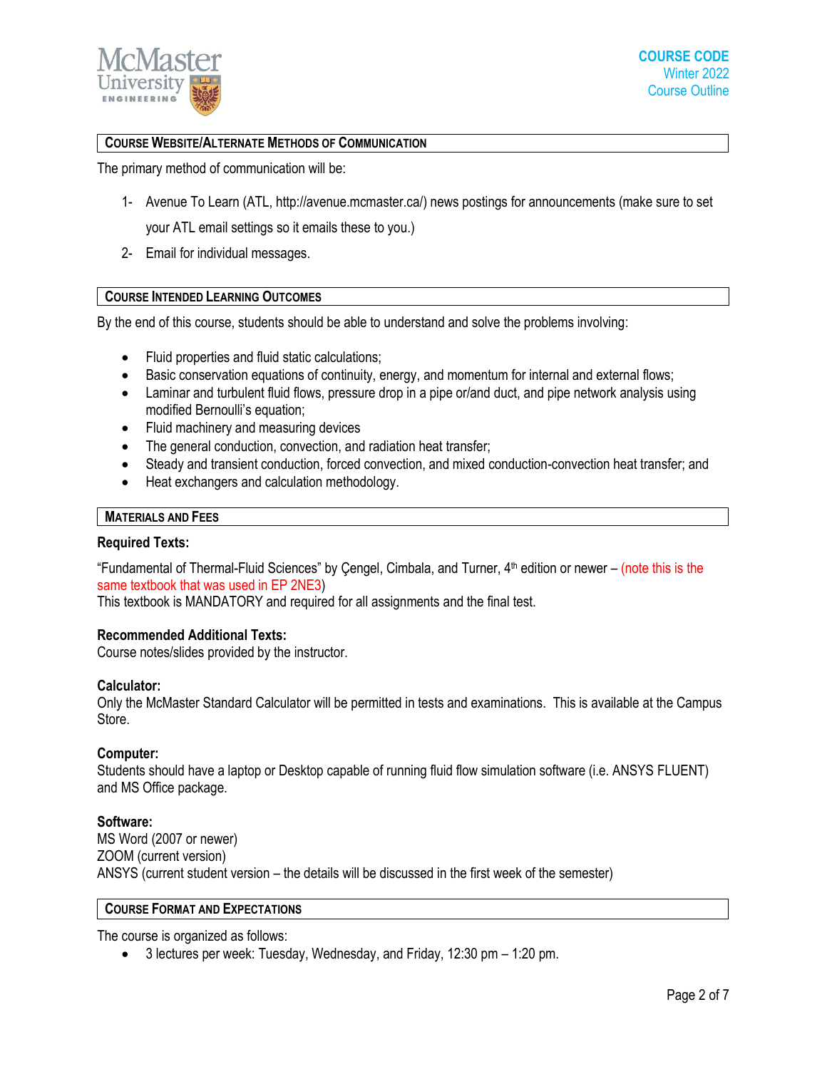## Course Website/Alternate Methods of Communication

The primary method of communication will be:

1- Avenue To Learn (ATL, http://avenue.mcmaster.ca/) news postings for announcements (make sure to set your ATL email settings so it emails these to you.)

2- Email for individual messages.

## Course Intended Learning Outcomes

By the end of this course, students should be able to understand and solve the problems involving:

- Fluid properties and fluid static calculations;
- Basic conservation equations of continuity, energy, and momentum for internal and external flows;
- Laminar and turbulent fluid flows, pressure drop in a pipe or/and duct, and pipe network analysis using modified Bernoulli's equation;
- Fluid machinery and measuring devices
- The general conduction, convection, and radiation heat transfer;
- Steady and transient conduction, forced convection, and mixed conduction-convection heat transfer; and
- Heat exchangers and calculation methodology.

## Materials and Fees

**Required Texts:**

"Fundamental of Thermal-Fluid Sciences" by Çengel, Cimbala, and Turner, 4th edition or newer – (note this is the same textbook that was used in EP 2NE3)
This textbook is MANDATORY and required for all assignments and the final test.

**Recommended Additional Texts:**
Course notes/slides provided by the instructor.

**Calculator:**
Only the McMaster Standard Calculator will be permitted in tests and examinations. This is available at the Campus Store.

**Computer:**
Students should have a laptop or Desktop capable of running fluid flow simulation software (i.e. ANSYS FLUENT) and MS Office package.

**Software:**
MS Word (2007 or newer)
ZOOM (current version)
ANSYS (current student version – the details will be discussed in the first week of the semester)

## Course Format and Expectations

The course is organized as follows:

- 3 lectures per week: Tuesday, Wednesday, and Friday, 12:30 pm – 1:20 pm.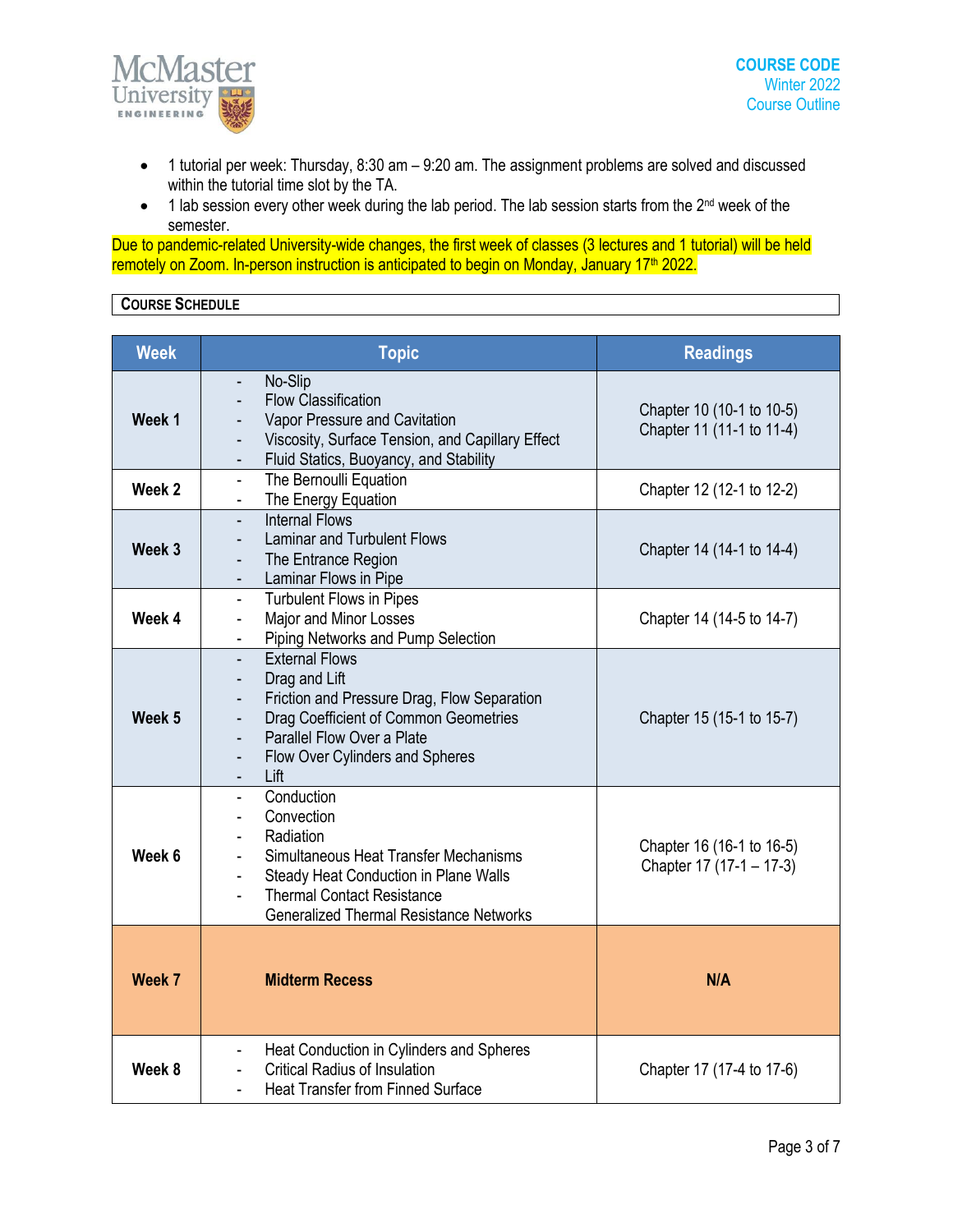- 1 tutorial per week: Thursday, 8:30 am – 9:20 am. The assignment problems are solved and discussed within the tutorial time slot by the TA.
- 1 lab session every other week during the lab period. The lab session starts from the 2nd week of the semester.

Due to pandemic-related University-wide changes, the first week of classes (3 lectures and 1 tutorial) will be held remotely on Zoom. In-person instruction is anticipated to begin on Monday, January 17th 2022.

## COURSE SCHEDULE

| Week | Topic | Readings |
|---|---|---|
| **Week 1** | - No-Slip<br>- Flow Classification<br>- Vapor Pressure and Cavitation<br>- Viscosity, Surface Tension, and Capillary Effect<br>- Fluid Statics, Buoyancy, and Stability | Chapter 10 (10-1 to 10-5)<br>Chapter 11 (11-1 to 11-4) |
| **Week 2** | - The Bernoulli Equation<br>- The Energy Equation | Chapter 12 (12-1 to 12-2) |
| **Week 3** | - Internal Flows<br>- Laminar and Turbulent Flows<br>- The Entrance Region<br>- Laminar Flows in Pipe | Chapter 14 (14-1 to 14-4) |
| **Week 4** | - Turbulent Flows in Pipes<br>- Major and Minor Losses<br>- Piping Networks and Pump Selection | Chapter 14 (14-5 to 14-7) |
| **Week 5** | - External Flows<br>- Drag and Lift<br>- Friction and Pressure Drag, Flow Separation<br>- Drag Coefficient of Common Geometries<br>- Parallel Flow Over a Plate<br>- Flow Over Cylinders and Spheres<br>- Lift | Chapter 15 (15-1 to 15-7) |
| **Week 6** | - Conduction<br>- Convection<br>- Radiation<br>- Simultaneous Heat Transfer Mechanisms<br>- Steady Heat Conduction in Plane Walls<br>- Thermal Contact Resistance<br>Generalized Thermal Resistance Networks | Chapter 16 (16-1 to 16-5)<br>Chapter 17 (17-1 – 17-3) |
| **Week 7** | **Midterm Recess** | **N/A** |
| **Week 8** | - Heat Conduction in Cylinders and Spheres<br>- Critical Radius of Insulation<br>- Heat Transfer from Finned Surface | Chapter 17 (17-4 to 17-6) |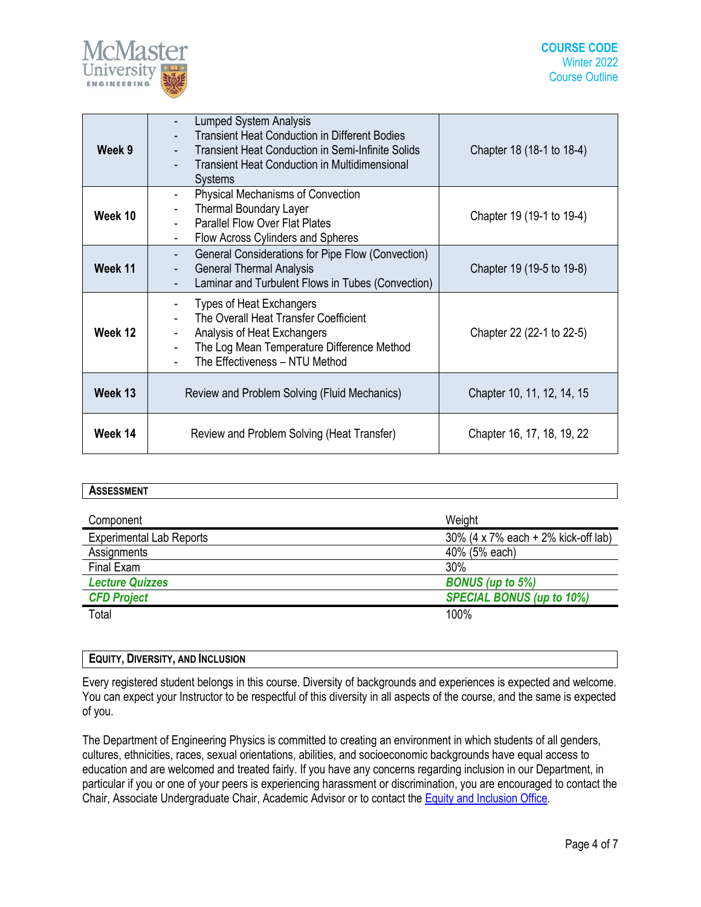| | | |
|---|---|---|
| **Week 9** | - Lumped System Analysis<br>- Transient Heat Conduction in Different Bodies<br>- Transient Heat Conduction in Semi-Infinite Solids<br>- Transient Heat Conduction in Multidimensional Systems | Chapter 18 (18-1 to 18-4) |
| **Week 10** | - Physical Mechanisms of Convection<br>- Thermal Boundary Layer<br>- Parallel Flow Over Flat Plates<br>- Flow Across Cylinders and Spheres | Chapter 19 (19-1 to 19-4) |
| **Week 11** | - General Considerations for Pipe Flow (Convection)<br>- General Thermal Analysis<br>- Laminar and Turbulent Flows in Tubes (Convection) | Chapter 19 (19-5 to 19-8) |
| **Week 12** | - Types of Heat Exchangers<br>- The Overall Heat Transfer Coefficient<br>- Analysis of Heat Exchangers<br>- The Log Mean Temperature Difference Method<br>- The Effectiveness – NTU Method | Chapter 22 (22-1 to 22-5) |
| **Week 13** | Review and Problem Solving (Fluid Mechanics) | Chapter 10, 11, 12, 14, 15 |
| **Week 14** | Review and Problem Solving (Heat Transfer) | Chapter 16, 17, 18, 19, 22 |

## ASSESSMENT

| Component | Weight |
|---|---|
| Experimental Lab Reports | 30% (4 x 7% each + 2% kick-off lab) |
| Assignments | 40% (5% each) |
| Final Exam | 30% |
| ***Lecture Quizzes*** | ***BONUS (up to 5%)*** |
| ***CFD Project*** | ***SPECIAL BONUS (up to 10%)*** |
| Total | 100% |

## EQUITY, DIVERSITY, AND INCLUSION

Every registered student belongs in this course. Diversity of backgrounds and experiences is expected and welcome. You can expect your Instructor to be respectful of this diversity in all aspects of the course, and the same is expected of you.

The Department of Engineering Physics is committed to creating an environment in which students of all genders, cultures, ethnicities, races, sexual orientations, abilities, and socioeconomic backgrounds have equal access to education and are welcomed and treated fairly. If you have any concerns regarding inclusion in our Department, in particular if you or one of your peers is experiencing harassment or discrimination, you are encouraged to contact the Chair, Associate Undergraduate Chair, Academic Advisor or to contact the Equity and Inclusion Office.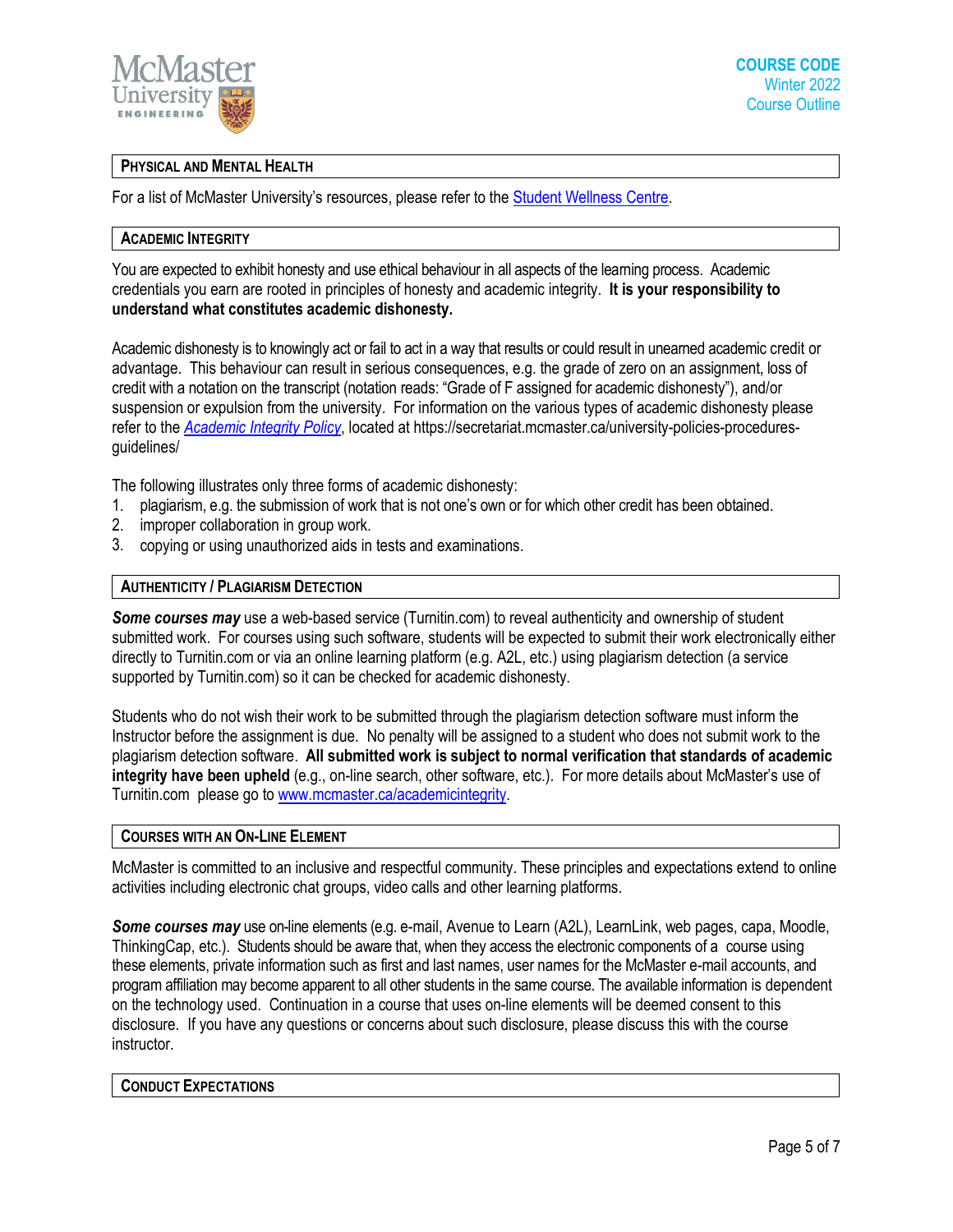## Physical and Mental Health

For a list of McMaster University's resources, please refer to the Student Wellness Centre.

## Academic Integrity

You are expected to exhibit honesty and use ethical behaviour in all aspects of the learning process. Academic credentials you earn are rooted in principles of honesty and academic integrity. **It is your responsibility to understand what constitutes academic dishonesty.**

Academic dishonesty is to knowingly act or fail to act in a way that results or could result in unearned academic credit or advantage. This behaviour can result in serious consequences, e.g. the grade of zero on an assignment, loss of credit with a notation on the transcript (notation reads: "Grade of F assigned for academic dishonesty"), and/or suspension or expulsion from the university. For information on the various types of academic dishonesty please refer to the *Academic Integrity Policy*, located at https://secretariat.mcmaster.ca/university-policies-procedures-guidelines/

The following illustrates only three forms of academic dishonesty:

1. plagiarism, e.g. the submission of work that is not one's own or for which other credit has been obtained.
2. improper collaboration in group work.
3. copying or using unauthorized aids in tests and examinations.

## Authenticity / Plagiarism Detection

***Some courses may*** use a web-based service (Turnitin.com) to reveal authenticity and ownership of student submitted work. For courses using such software, students will be expected to submit their work electronically either directly to Turnitin.com or via an online learning platform (e.g. A2L, etc.) using plagiarism detection (a service supported by Turnitin.com) so it can be checked for academic dishonesty.

Students who do not wish their work to be submitted through the plagiarism detection software must inform the Instructor before the assignment is due. No penalty will be assigned to a student who does not submit work to the plagiarism detection software. **All submitted work is subject to normal verification that standards of academic integrity have been upheld** (e.g., on-line search, other software, etc.). For more details about McMaster's use of Turnitin.com please go to www.mcmaster.ca/academicintegrity.

## Courses with an On-Line Element

McMaster is committed to an inclusive and respectful community. These principles and expectations extend to online activities including electronic chat groups, video calls and other learning platforms.

***Some courses may*** use on-line elements (e.g. e-mail, Avenue to Learn (A2L), LearnLink, web pages, capa, Moodle, ThinkingCap, etc.). Students should be aware that, when they access the electronic components of a course using these elements, private information such as first and last names, user names for the McMaster e-mail accounts, and program affiliation may become apparent to all other students in the same course. The available information is dependent on the technology used. Continuation in a course that uses on-line elements will be deemed consent to this disclosure. If you have any questions or concerns about such disclosure, please discuss this with the course instructor.

## Conduct Expectations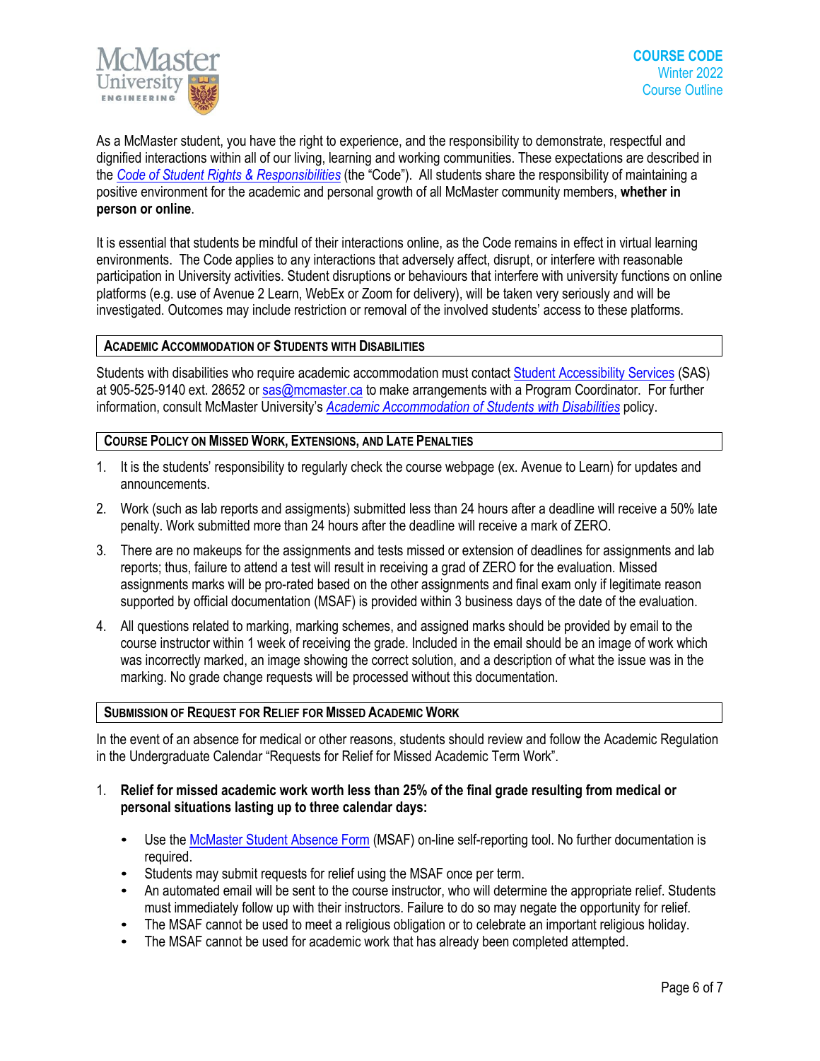As a McMaster student, you have the right to experience, and the responsibility to demonstrate, respectful and dignified interactions within all of our living, learning and working communities. These expectations are described in the *Code of Student Rights & Responsibilities* (the "Code"). All students share the responsibility of maintaining a positive environment for the academic and personal growth of all McMaster community members, **whether in person or online**.

It is essential that students be mindful of their interactions online, as the Code remains in effect in virtual learning environments. The Code applies to any interactions that adversely affect, disrupt, or interfere with reasonable participation in University activities. Student disruptions or behaviours that interfere with university functions on online platforms (e.g. use of Avenue 2 Learn, WebEx or Zoom for delivery), will be taken very seriously and will be investigated. Outcomes may include restriction or removal of the involved students' access to these platforms.

## Academic Accommodation of Students with Disabilities

Students with disabilities who require academic accommodation must contact Student Accessibility Services (SAS) at 905-525-9140 ext. 28652 or sas@mcmaster.ca to make arrangements with a Program Coordinator. For further information, consult McMaster University's *Academic Accommodation of Students with Disabilities* policy.

## Course Policy on Missed Work, Extensions, and Late Penalties

1. It is the students' responsibility to regularly check the course webpage (ex. Avenue to Learn) for updates and announcements.
2. Work (such as lab reports and assigments) submitted less than 24 hours after a deadline will receive a 50% late penalty. Work submitted more than 24 hours after the deadline will receive a mark of ZERO.
3. There are no makeups for the assignments and tests missed or extension of deadlines for assignments and lab reports; thus, failure to attend a test will result in receiving a grad of ZERO for the evaluation. Missed assignments marks will be pro-rated based on the other assignments and final exam only if legitimate reason supported by official documentation (MSAF) is provided within 3 business days of the date of the evaluation.
4. All questions related to marking, marking schemes, and assigned marks should be provided by email to the course instructor within 1 week of receiving the grade. Included in the email should be an image of work which was incorrectly marked, an image showing the correct solution, and a description of what the issue was in the marking. No grade change requests will be processed without this documentation.

## Submission of Request for Relief for Missed Academic Work

In the event of an absence for medical or other reasons, students should review and follow the Academic Regulation in the Undergraduate Calendar "Requests for Relief for Missed Academic Term Work".

1. **Relief for missed academic work worth less than 25% of the final grade resulting from medical or personal situations lasting up to three calendar days:**
   - Use the McMaster Student Absence Form (MSAF) on-line self-reporting tool. No further documentation is required.
   - Students may submit requests for relief using the MSAF once per term.
   - An automated email will be sent to the course instructor, who will determine the appropriate relief. Students must immediately follow up with their instructors. Failure to do so may negate the opportunity for relief.
   - The MSAF cannot be used to meet a religious obligation or to celebrate an important religious holiday.
   - The MSAF cannot be used for academic work that has already been completed attempted.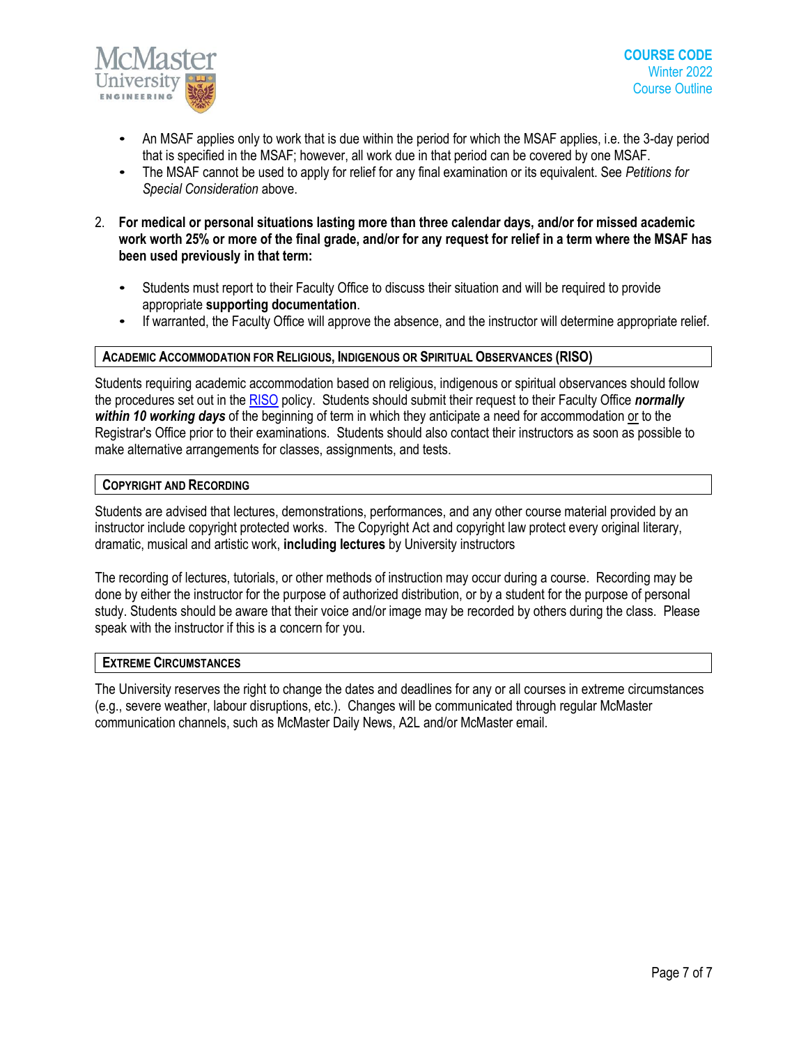- An MSAF applies only to work that is due within the period for which the MSAF applies, i.e. the 3-day period that is specified in the MSAF; however, all work due in that period can be covered by one MSAF.
- The MSAF cannot be used to apply for relief for any final examination or its equivalent. See *Petitions for Special Consideration* above.

2. **For medical or personal situations lasting more than three calendar days, and/or for missed academic work worth 25% or more of the final grade, and/or for any request for relief in a term where the MSAF has been used previously in that term:**

    - Students must report to their Faculty Office to discuss their situation and will be required to provide appropriate **supporting documentation**.
    - If warranted, the Faculty Office will approve the absence, and the instructor will determine appropriate relief.

## Academic Accommodation for Religious, Indigenous or Spiritual Observances (RISO)

Students requiring academic accommodation based on religious, indigenous or spiritual observances should follow the procedures set out in the RISO policy. Students should submit their request to their Faculty Office ***normally within 10 working days*** of the beginning of term in which they anticipate a need for accommodation or to the Registrar's Office prior to their examinations. Students should also contact their instructors as soon as possible to make alternative arrangements for classes, assignments, and tests.

## Copyright and Recording

Students are advised that lectures, demonstrations, performances, and any other course material provided by an instructor include copyright protected works. The Copyright Act and copyright law protect every original literary, dramatic, musical and artistic work, **including lectures** by University instructors

The recording of lectures, tutorials, or other methods of instruction may occur during a course. Recording may be done by either the instructor for the purpose of authorized distribution, or by a student for the purpose of personal study. Students should be aware that their voice and/or image may be recorded by others during the class. Please speak with the instructor if this is a concern for you.

## Extreme Circumstances

The University reserves the right to change the dates and deadlines for any or all courses in extreme circumstances (e.g., severe weather, labour disruptions, etc.). Changes will be communicated through regular McMaster communication channels, such as McMaster Daily News, A2L and/or McMaster email.